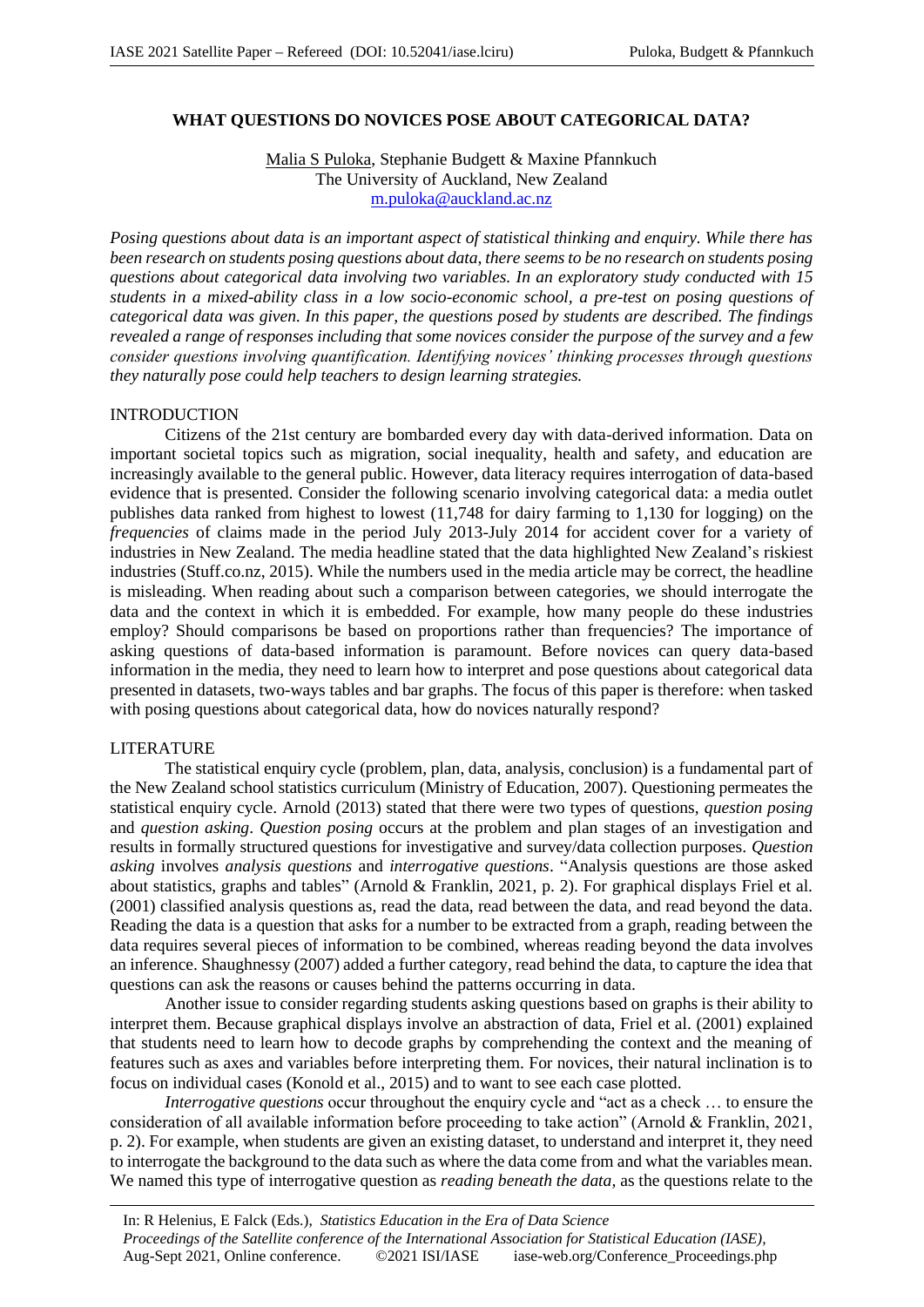# WHAT QUESTIONS DO NOVICES POSE ABOUT CATEGORICAL DATA?

Malia S Puloka, Stephanie Budgett & Maxine Pfannkuch
The University of Auckland, New Zealand
m.puloka@auckland.ac.nz

*Posing questions about data is an important aspect of statistical thinking and enquiry. While there has been research on students posing questions about data, there seems to be no research on students posing questions about categorical data involving two variables. In an exploratory study conducted with 15 students in a mixed-ability class in a low socio-economic school, a pre-test on posing questions of categorical data was given. In this paper, the questions posed by students are described. The findings revealed a range of responses including that some novices consider the purpose of the survey and a few consider questions involving quantification. Identifying novices' thinking processes through questions they naturally pose could help teachers to design learning strategies.*

## INTRODUCTION

Citizens of the 21st century are bombarded every day with data-derived information. Data on important societal topics such as migration, social inequality, health and safety, and education are increasingly available to the general public. However, data literacy requires interrogation of data-based evidence that is presented. Consider the following scenario involving categorical data: a media outlet publishes data ranked from highest to lowest (11,748 for dairy farming to 1,130 for logging) on the *frequencies* of claims made in the period July 2013-July 2014 for accident cover for a variety of industries in New Zealand. The media headline stated that the data highlighted New Zealand's riskiest industries (Stuff.co.nz, 2015). While the numbers used in the media article may be correct, the headline is misleading. When reading about such a comparison between categories, we should interrogate the data and the context in which it is embedded. For example, how many people do these industries employ? Should comparisons be based on proportions rather than frequencies? The importance of asking questions of data-based information is paramount. Before novices can query data-based information in the media, they need to learn how to interpret and pose questions about categorical data presented in datasets, two-ways tables and bar graphs. The focus of this paper is therefore: when tasked with posing questions about categorical data, how do novices naturally respond?

## LITERATURE

The statistical enquiry cycle (problem, plan, data, analysis, conclusion) is a fundamental part of the New Zealand school statistics curriculum (Ministry of Education, 2007). Questioning permeates the statistical enquiry cycle. Arnold (2013) stated that there were two types of questions, *question posing* and *question asking*. *Question posing* occurs at the problem and plan stages of an investigation and results in formally structured questions for investigative and survey/data collection purposes. *Question asking* involves *analysis questions* and *interrogative questions*. "Analysis questions are those asked about statistics, graphs and tables" (Arnold & Franklin, 2021, p. 2). For graphical displays Friel et al. (2001) classified analysis questions as, read the data, read between the data, and read beyond the data. Reading the data is a question that asks for a number to be extracted from a graph, reading between the data requires several pieces of information to be combined, whereas reading beyond the data involves an inference. Shaughnessy (2007) added a further category, read behind the data, to capture the idea that questions can ask the reasons or causes behind the patterns occurring in data.

Another issue to consider regarding students asking questions based on graphs is their ability to interpret them. Because graphical displays involve an abstraction of data, Friel et al. (2001) explained that students need to learn how to decode graphs by comprehending the context and the meaning of features such as axes and variables before interpreting them. For novices, their natural inclination is to focus on individual cases (Konold et al., 2015) and to want to see each case plotted.

*Interrogative questions* occur throughout the enquiry cycle and "act as a check … to ensure the consideration of all available information before proceeding to take action" (Arnold & Franklin, 2021, p. 2). For example, when students are given an existing dataset, to understand and interpret it, they need to interrogate the background to the data such as where the data come from and what the variables mean. We named this type of interrogative question as *reading beneath the data*, as the questions relate to the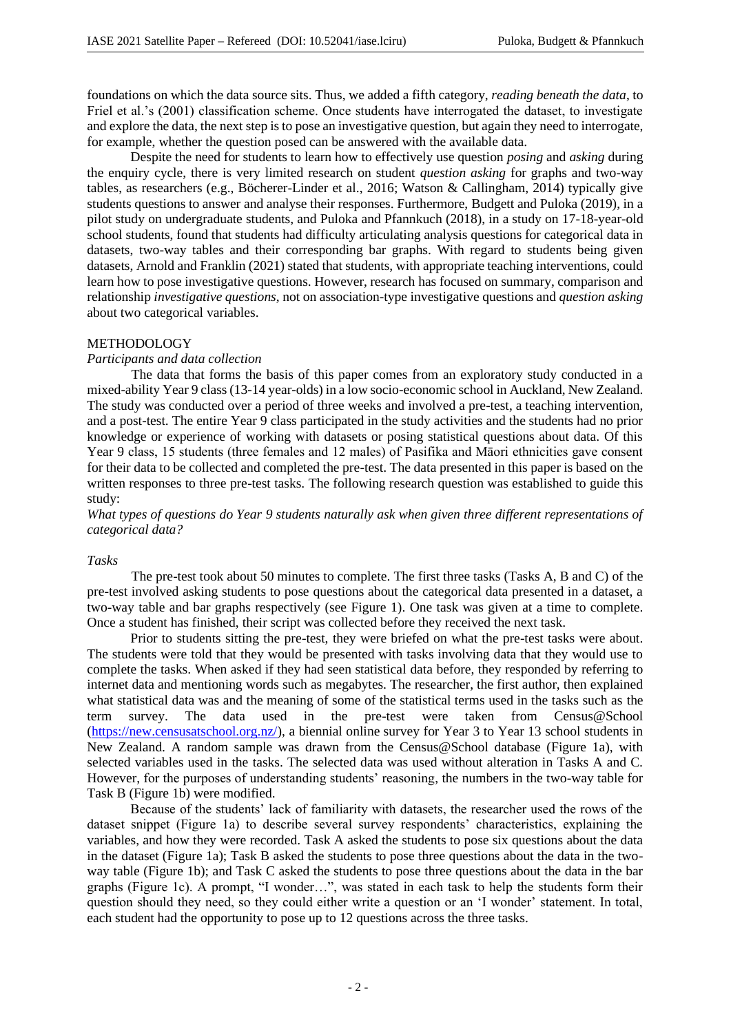foundations on which the data source sits. Thus, we added a fifth category, *reading beneath the data*, to Friel et al.'s (2001) classification scheme. Once students have interrogated the dataset, to investigate and explore the data, the next step is to pose an investigative question, but again they need to interrogate, for example, whether the question posed can be answered with the available data.

Despite the need for students to learn how to effectively use question *posing* and *asking* during the enquiry cycle, there is very limited research on student *question asking* for graphs and two-way tables, as researchers (e.g., Böcherer-Linder et al., 2016; Watson & Callingham, 2014) typically give students questions to answer and analyse their responses. Furthermore, Budgett and Puloka (2019), in a pilot study on undergraduate students, and Puloka and Pfannkuch (2018), in a study on 17-18-year-old school students, found that students had difficulty articulating analysis questions for categorical data in datasets, two-way tables and their corresponding bar graphs. With regard to students being given datasets, Arnold and Franklin (2021) stated that students, with appropriate teaching interventions, could learn how to pose investigative questions. However, research has focused on summary, comparison and relationship *investigative questions*, not on association-type investigative questions and *question asking* about two categorical variables.

## METHODOLOGY

### *Participants and data collection*

The data that forms the basis of this paper comes from an exploratory study conducted in a mixed-ability Year 9 class (13-14 year-olds) in a low socio-economic school in Auckland, New Zealand. The study was conducted over a period of three weeks and involved a pre-test, a teaching intervention, and a post-test. The entire Year 9 class participated in the study activities and the students had no prior knowledge or experience of working with datasets or posing statistical questions about data. Of this Year 9 class, 15 students (three females and 12 males) of Pasifika and Māori ethnicities gave consent for their data to be collected and completed the pre-test. The data presented in this paper is based on the written responses to three pre-test tasks. The following research question was established to guide this study:

*What types of questions do Year 9 students naturally ask when given three different representations of categorical data?*

### *Tasks*

The pre-test took about 50 minutes to complete. The first three tasks (Tasks A, B and C) of the pre-test involved asking students to pose questions about the categorical data presented in a dataset, a two-way table and bar graphs respectively (see Figure 1). One task was given at a time to complete. Once a student has finished, their script was collected before they received the next task.

Prior to students sitting the pre-test, they were briefed on what the pre-test tasks were about. The students were told that they would be presented with tasks involving data that they would use to complete the tasks. When asked if they had seen statistical data before, they responded by referring to internet data and mentioning words such as megabytes. The researcher, the first author, then explained what statistical data was and the meaning of some of the statistical terms used in the tasks such as the term survey. The data used in the pre-test were taken from Census@School (https://new.censusatschool.org.nz/), a biennial online survey for Year 3 to Year 13 school students in New Zealand. A random sample was drawn from the Census@School database (Figure 1a), with selected variables used in the tasks. The selected data was used without alteration in Tasks A and C. However, for the purposes of understanding students' reasoning, the numbers in the two-way table for Task B (Figure 1b) were modified.

Because of the students' lack of familiarity with datasets, the researcher used the rows of the dataset snippet (Figure 1a) to describe several survey respondents' characteristics, explaining the variables, and how they were recorded. Task A asked the students to pose six questions about the data in the dataset (Figure 1a); Task B asked the students to pose three questions about the data in the two-way table (Figure 1b); and Task C asked the students to pose three questions about the data in the bar graphs (Figure 1c). A prompt, "I wonder…", was stated in each task to help the students form their question should they need, so they could either write a question or an 'I wonder' statement. In total, each student had the opportunity to pose up to 12 questions across the three tasks.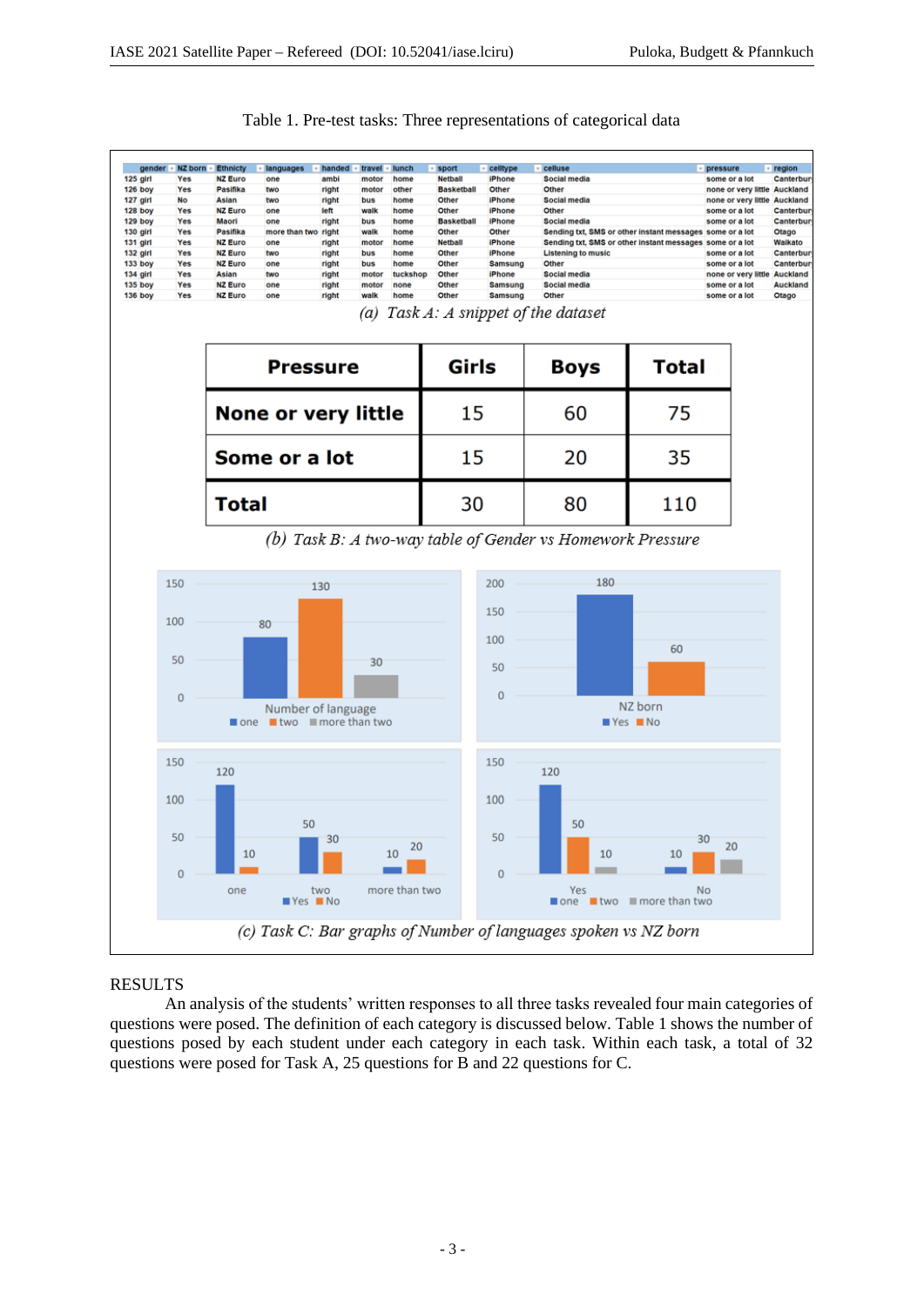Table 1. Pre-test tasks: Three representations of categorical data

| gender | NZ born | Ethnicity | languages | handed | travel | lunch | sport | celltype | celluse | pressure | region |
|---|---|---|---|---|---|---|---|---|---|---|---|
| 125 girl | Yes | NZ Euro | one | ambi | motor | home | Netball | iPhone | Social media | some or a lot | Canterbur |
| 126 boy | Yes | Pasifika | two | right | motor | other | Basketball | Other | Other | none or very little | Auckland |
| 127 girl | No | Asian | two | right | bus | home | Other | iPhone | Social media | none or very little | Auckland |
| 128 boy | Yes | NZ Euro | one | left | walk | home | Other | iPhone | Other | some or a lot | Canterbur |
| 129 boy | Yes | Maori | one | right | bus | home | Basketball | iPhone | Social media | some or a lot | Canterbur |
| 130 girl | Yes | Pasifika | more than two | right | walk | home | Other | Other | Sending txt, SMS or other instant messages | some or a lot | Otago |
| 131 girl | Yes | NZ Euro | one | right | motor | home | Netball | iPhone | Sending txt, SMS or other instant messages | some or a lot | Waikato |
| 132 girl | Yes | NZ Euro | two | right | bus | home | Other | iPhone | Listening to music | some or a lot | Canterbur |
| 133 boy | Yes | NZ Euro | one | right | bus | home | Other | Samsung | Other | some or a lot | Canterbur |
| 134 girl | Yes | Asian | two | right | motor | tuckshop | Other | iPhone | Social media | none or very little | Auckland |
| 135 boy | Yes | NZ Euro | one | right | motor | none | Other | Samsung | Social media | some or a lot | Auckland |
| 136 boy | Yes | NZ Euro | one | right | walk | home | Other | Samsung | Other | some or a lot | Otago |

*(a) Task A: A snippet of the dataset*

| Pressure | Girls | Boys | Total |
|---|---|---|---|
| None or very little | 15 | 60 | 75 |
| Some or a lot | 15 | 20 | 35 |
| Total | 30 | 80 | 110 |

*(b) Task B: A two-way table of Gender vs Homework Pressure*

*(c) Task C: Bar graphs of Number of languages spoken vs NZ born*

RESULTS

An analysis of the students' written responses to all three tasks revealed four main categories of questions were posed. The definition of each category is discussed below. Table 1 shows the number of questions posed by each student under each category in each task. Within each task, a total of 32 questions were posed for Task A, 25 questions for B and 22 questions for C.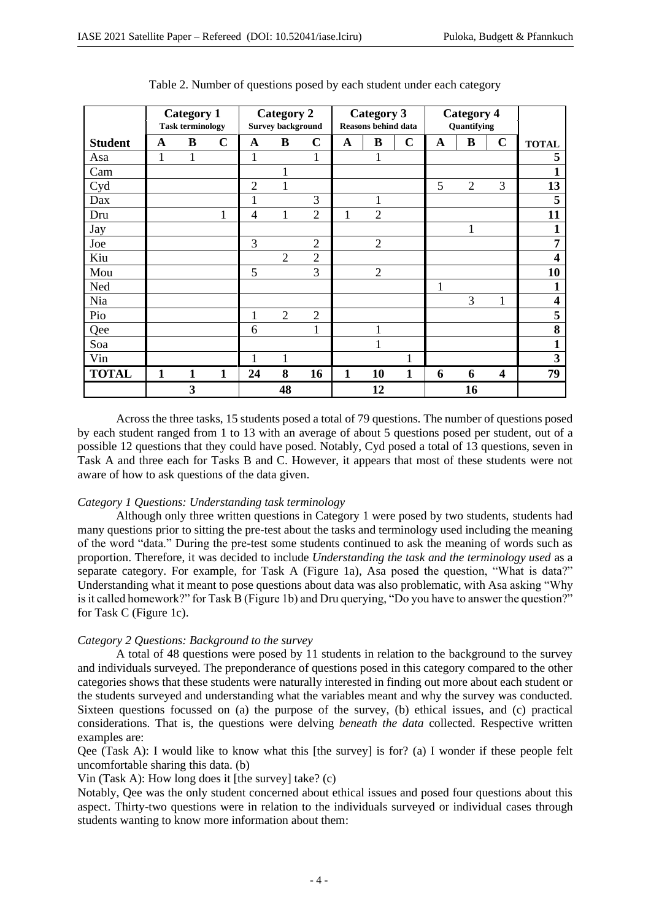Table 2. Number of questions posed by each student under each category

| | Category 1 Task terminology | | | Category 2 Survey background | | | Category 3 Reasons behind data | | | Category 4 Quantifying | | | |
|---|---|---|---|---|---|---|---|---|---|---|---|---|---|
| **Student** | **A** | **B** | **C** | **A** | **B** | **C** | **A** | **B** | **C** | **A** | **B** | **C** | **TOTAL** |
| Asa | 1 | 1 | | 1 | | 1 | | 1 | | | | | **5** |
| Cam | | | | | 1 | | | | | | | | **1** |
| Cyd | | | | 2 | 1 | | | | | 5 | 2 | 3 | **13** |
| Dax | | | | 1 | | 3 | | 1 | | | | | **5** |
| Dru | | | 1 | 4 | 1 | 2 | 1 | 2 | | | | | **11** |
| Jay | | | | | | | | | | | 1 | | **1** |
| Joe | | | | 3 | | 2 | | 2 | | | | | **7** |
| Kiu | | | | | 2 | 2 | | | | | | | **4** |
| Mou | | | | 5 | | 3 | | 2 | | | | | **10** |
| Ned | | | | | | | | | | 1 | | | **1** |
| Nia | | | | | | | | | | | 3 | 1 | **4** |
| Pio | | | | 1 | 2 | 2 | | | | | | | **5** |
| Qee | | | | 6 | | 1 | | 1 | | | | | **8** |
| Soa | | | | | | | | 1 | | | | | **1** |
| Vin | | | | 1 | 1 | | | | 1 | | | | **3** |
| **TOTAL** | **1** | **1** | **1** | **24** | **8** | **16** | **1** | **10** | **1** | **6** | **6** | **4** | **79** |
| | | **3** | | | **48** | | | **12** | | | **16** | | |

Across the three tasks, 15 students posed a total of 79 questions. The number of questions posed by each student ranged from 1 to 13 with an average of about 5 questions posed per student, out of a possible 12 questions that they could have posed. Notably, Cyd posed a total of 13 questions, seven in Task A and three each for Tasks B and C. However, it appears that most of these students were not aware of how to ask questions of the data given.

*Category 1 Questions: Understanding task terminology*

Although only three written questions in Category 1 were posed by two students, students had many questions prior to sitting the pre-test about the tasks and terminology used including the meaning of the word "data." During the pre-test some students continued to ask the meaning of words such as proportion. Therefore, it was decided to include *Understanding the task and the terminology used* as a separate category. For example, for Task A (Figure 1a), Asa posed the question, "What is data?" Understanding what it meant to pose questions about data was also problematic, with Asa asking "Why is it called homework?" for Task B (Figure 1b) and Dru querying, "Do you have to answer the question?" for Task C (Figure 1c).

*Category 2 Questions: Background to the survey*

A total of 48 questions were posed by 11 students in relation to the background to the survey and individuals surveyed. The preponderance of questions posed in this category compared to the other categories shows that these students were naturally interested in finding out more about each student or the students surveyed and understanding what the variables meant and why the survey was conducted. Sixteen questions focussed on (a) the purpose of the survey, (b) ethical issues, and (c) practical considerations. That is, the questions were delving *beneath the data* collected. Respective written examples are:

Qee (Task A): I would like to know what this [the survey] is for? (a) I wonder if these people felt uncomfortable sharing this data. (b)

Vin (Task A): How long does it [the survey] take? (c)

Notably, Qee was the only student concerned about ethical issues and posed four questions about this aspect. Thirty-two questions were in relation to the individuals surveyed or individual cases through students wanting to know more information about them: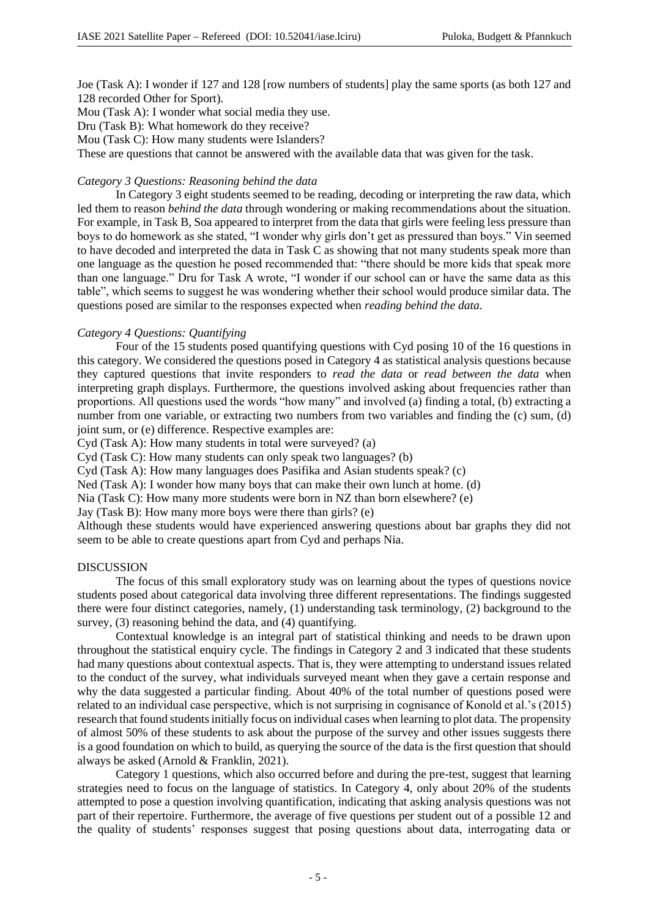Joe (Task A): I wonder if 127 and 128 [row numbers of students] play the same sports (as both 127 and 128 recorded Other for Sport).

Mou (Task A): I wonder what social media they use.

Dru (Task B): What homework do they receive?

Mou (Task C): How many students were Islanders?

These are questions that cannot be answered with the available data that was given for the task.

*Category 3 Questions: Reasoning behind the data*

In Category 3 eight students seemed to be reading, decoding or interpreting the raw data, which led them to reason *behind the data* through wondering or making recommendations about the situation. For example, in Task B, Soa appeared to interpret from the data that girls were feeling less pressure than boys to do homework as she stated, "I wonder why girls don't get as pressured than boys." Vin seemed to have decoded and interpreted the data in Task C as showing that not many students speak more than one language as the question he posed recommended that: "there should be more kids that speak more than one language." Dru for Task A wrote, "I wonder if our school can or have the same data as this table", which seems to suggest he was wondering whether their school would produce similar data. The questions posed are similar to the responses expected when *reading behind the data*.

*Category 4 Questions: Quantifying*

Four of the 15 students posed quantifying questions with Cyd posing 10 of the 16 questions in this category. We considered the questions posed in Category 4 as statistical analysis questions because they captured questions that invite responders to *read the data* or *read between the data* when interpreting graph displays. Furthermore, the questions involved asking about frequencies rather than proportions. All questions used the words "how many" and involved (a) finding a total, (b) extracting a number from one variable, or extracting two numbers from two variables and finding the (c) sum, (d) joint sum, or (e) difference. Respective examples are:

Cyd (Task A): How many students in total were surveyed? (a)

Cyd (Task C): How many students can only speak two languages? (b)

Cyd (Task A): How many languages does Pasifika and Asian students speak? (c)

Ned (Task A): I wonder how many boys that can make their own lunch at home. (d)

Nia (Task C): How many more students were born in NZ than born elsewhere? (e)

Jay (Task B): How many more boys were there than girls? (e)

Although these students would have experienced answering questions about bar graphs they did not seem to be able to create questions apart from Cyd and perhaps Nia.

## DISCUSSION

The focus of this small exploratory study was on learning about the types of questions novice students posed about categorical data involving three different representations. The findings suggested there were four distinct categories, namely, (1) understanding task terminology, (2) background to the survey, (3) reasoning behind the data, and (4) quantifying.

Contextual knowledge is an integral part of statistical thinking and needs to be drawn upon throughout the statistical enquiry cycle. The findings in Category 2 and 3 indicated that these students had many questions about contextual aspects. That is, they were attempting to understand issues related to the conduct of the survey, what individuals surveyed meant when they gave a certain response and why the data suggested a particular finding. About 40% of the total number of questions posed were related to an individual case perspective, which is not surprising in cognisance of Konold et al.'s (2015) research that found students initially focus on individual cases when learning to plot data. The propensity of almost 50% of these students to ask about the purpose of the survey and other issues suggests there is a good foundation on which to build, as querying the source of the data is the first question that should always be asked (Arnold & Franklin, 2021).

Category 1 questions, which also occurred before and during the pre-test, suggest that learning strategies need to focus on the language of statistics. In Category 4, only about 20% of the students attempted to pose a question involving quantification, indicating that asking analysis questions was not part of their repertoire. Furthermore, the average of five questions per student out of a possible 12 and the quality of students' responses suggest that posing questions about data, interrogating data or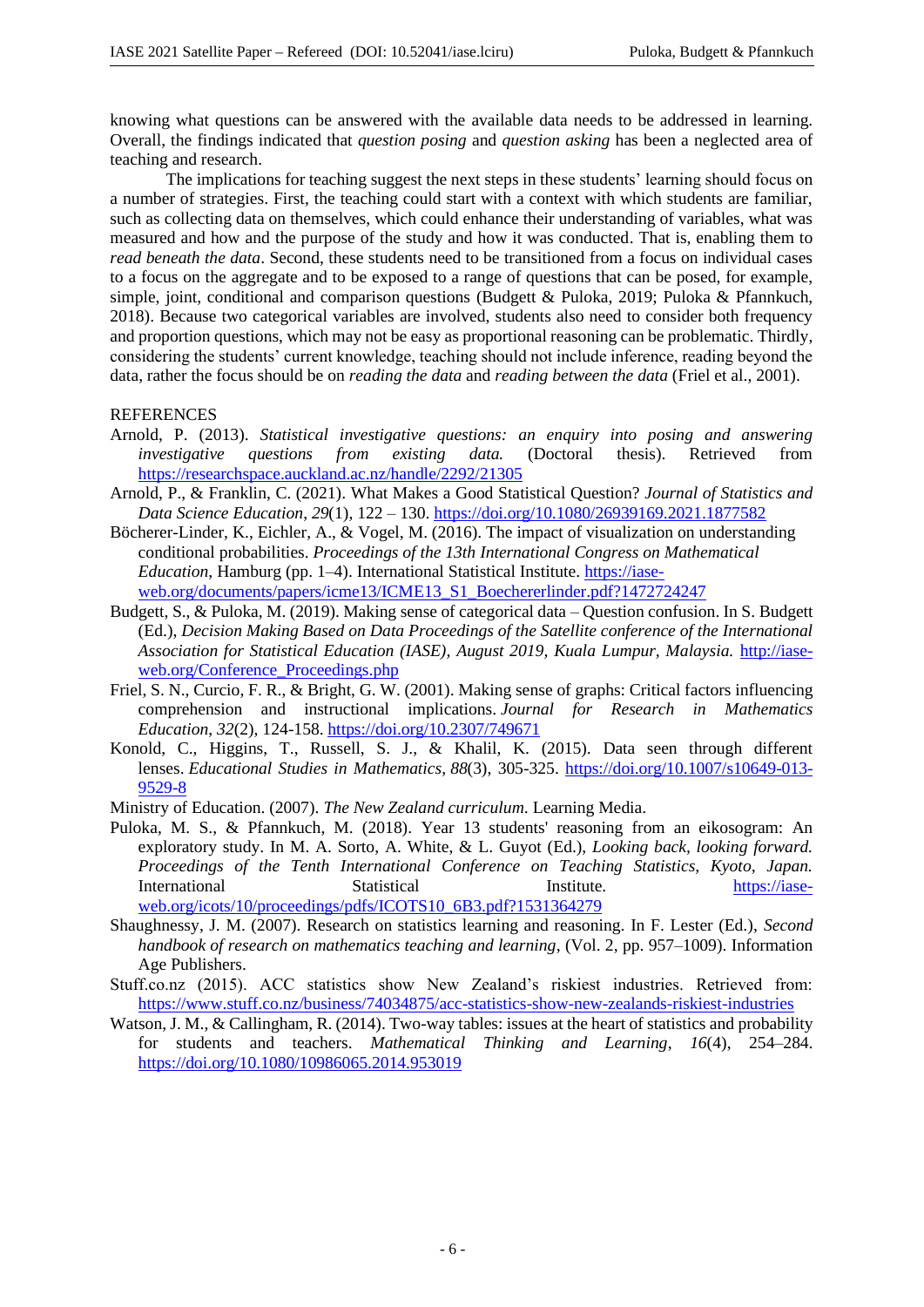knowing what questions can be answered with the available data needs to be addressed in learning. Overall, the findings indicated that *question posing* and *question asking* has been a neglected area of teaching and research.

The implications for teaching suggest the next steps in these students' learning should focus on a number of strategies. First, the teaching could start with a context with which students are familiar, such as collecting data on themselves, which could enhance their understanding of variables, what was measured and how and the purpose of the study and how it was conducted. That is, enabling them to *read beneath the data*. Second, these students need to be transitioned from a focus on individual cases to a focus on the aggregate and to be exposed to a range of questions that can be posed, for example, simple, joint, conditional and comparison questions (Budgett & Puloka, 2019; Puloka & Pfannkuch, 2018). Because two categorical variables are involved, students also need to consider both frequency and proportion questions, which may not be easy as proportional reasoning can be problematic. Thirdly, considering the students' current knowledge, teaching should not include inference, reading beyond the data, rather the focus should be on *reading the data* and *reading between the data* (Friel et al., 2001).

REFERENCES

Arnold, P. (2013). *Statistical investigative questions: an enquiry into posing and answering investigative questions from existing data.* (Doctoral thesis). Retrieved from https://researchspace.auckland.ac.nz/handle/2292/21305

Arnold, P., & Franklin, C. (2021). What Makes a Good Statistical Question? *Journal of Statistics and Data Science Education*, *29*(1), 122 – 130. https://doi.org/10.1080/26939169.2021.1877582

Böcherer-Linder, K., Eichler, A., & Vogel, M. (2016). The impact of visualization on understanding conditional probabilities. *Proceedings of the 13th International Congress on Mathematical Education*, Hamburg (pp. 1–4). International Statistical Institute. https://iase-web.org/documents/papers/icme13/ICME13_S1_Boechererlinder.pdf?1472724247

Budgett, S., & Puloka, M. (2019). Making sense of categorical data – Question confusion. In S. Budgett (Ed.), *Decision Making Based on Data Proceedings of the Satellite conference of the International Association for Statistical Education (IASE), August 2019, Kuala Lumpur, Malaysia.* http://iase-web.org/Conference_Proceedings.php

Friel, S. N., Curcio, F. R., & Bright, G. W. (2001). Making sense of graphs: Critical factors influencing comprehension and instructional implications. *Journal for Research in Mathematics Education*, *32*(2), 124-158. https://doi.org/10.2307/749671

Konold, C., Higgins, T., Russell, S. J., & Khalil, K. (2015). Data seen through different lenses. *Educational Studies in Mathematics*, *88*(3), 305-325. https://doi.org/10.1007/s10649-013-9529-8

Ministry of Education. (2007). *The New Zealand curriculum.* Learning Media.

Puloka, M. S., & Pfannkuch, M. (2018). Year 13 students' reasoning from an eikosogram: An exploratory study. In M. A. Sorto, A. White, & L. Guyot (Ed.), *Looking back, looking forward. Proceedings of the Tenth International Conference on Teaching Statistics, Kyoto, Japan.* International Statistical Institute. https://iase-web.org/icots/10/proceedings/pdfs/ICOTS10_6B3.pdf?1531364279

Shaughnessy, J. M. (2007). Research on statistics learning and reasoning. In F. Lester (Ed.), *Second handbook of research on mathematics teaching and learning*, (Vol. 2, pp. 957–1009). Information Age Publishers.

Stuff.co.nz (2015). ACC statistics show New Zealand's riskiest industries. Retrieved from: https://www.stuff.co.nz/business/74034875/acc-statistics-show-new-zealands-riskiest-industries

Watson, J. M., & Callingham, R. (2014). Two-way tables: issues at the heart of statistics and probability for students and teachers. *Mathematical Thinking and Learning*, *16*(4), 254–284. https://doi.org/10.1080/10986065.2014.953019